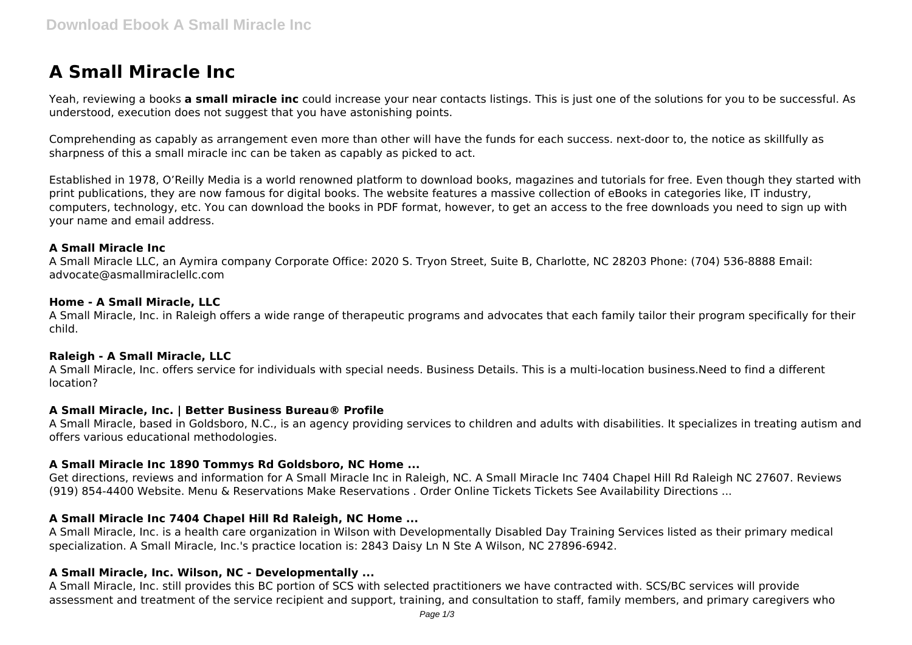# A Small Miracle Inc

Yeah, reviewing a books **a small miracle inc** could increase your near contacts listings. This is just one of the solutions for you to be successful. As understood, execution does not suggest that you have astonishing points.

Comprehending as capably as arrangement even more than other will have the funds for each success. next-door to, the notice as skillfully as sharpness of this a small miracle inc can be taken as capably as picked to act.

Established in 1978, O'Reilly Media is a world renowned platform to download books, magazines and tutorials for free. Even though they started with print publications, they are now famous for digital books. The website features a massive collection of eBooks in categories like, IT industry, computers, technology, etc. You can download the books in PDF format, however, to get an access to the free downloads you need to sign up with your name and email address.

### A Small Miracle Inc

A Small Miracle LLC, an Aymira company Corporate Office: 2020 S. Tryon Street, Suite B, Charlotte, NC 28203 Phone: (704) 536-8888 Email: advocate@asmallmiraclellc.com

### Home - A Small Miracle, LLC

A Small Miracle, Inc. in Raleigh offers a wide range of therapeutic programs and advocates that each family tailor their program specifically for their child.

### Raleigh - A Small Miracle, LLC

A Small Miracle, Inc. offers service for individuals with special needs. Business Details. This is a multi-location business.Need to find a different location?

### A Small Miracle, Inc. | Better Business Bureau® Profile

A Small Miracle, based in Goldsboro, N.C., is an agency providing services to children and adults with disabilities. It specializes in treating autism and offers various educational methodologies.

### A Small Miracle Inc 1890 Tommys Rd Goldsboro, NC Home ...

Get directions, reviews and information for A Small Miracle Inc in Raleigh, NC. A Small Miracle Inc 7404 Chapel Hill Rd Raleigh NC 27607. Reviews (919) 854-4400 Website. Menu & Reservations Make Reservations . Order Online Tickets Tickets See Availability Directions ...

### A Small Miracle Inc 7404 Chapel Hill Rd Raleigh, NC Home ...

A Small Miracle, Inc. is a health care organization in Wilson with Developmentally Disabled Day Training Services listed as their primary medical specialization. A Small Miracle, Inc.'s practice location is: 2843 Daisy Ln N Ste A Wilson, NC 27896-6942.

### A Small Miracle, Inc. Wilson, NC - Developmentally ...

A Small Miracle, Inc. still provides this BC portion of SCS with selected practitioners we have contracted with. SCS/BC services will provide assessment and treatment of the service recipient and support, training, and consultation to staff, family members, and primary caregivers who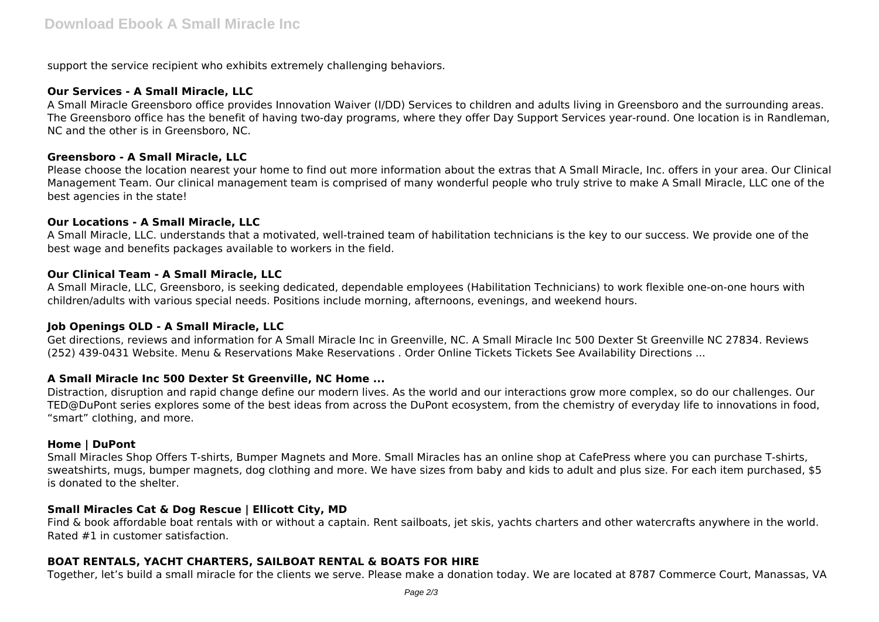support the service recipient who exhibits extremely challenging behaviors.

### Our Services - A Small Miracle, LLC

A Small Miracle Greensboro office provides Innovation Waiver (I/DD) Services to children and adults living in Greensboro and the surrounding areas. The Greensboro office has the benefit of having two-day programs, where they offer Day Support Services year-round. One location is in Randleman, NC and the other is in Greensboro, NC.

### Greensboro - A Small Miracle, LLC

Please choose the location nearest your home to find out more information about the extras that A Small Miracle, Inc. offers in your area. Our Clinical Management Team. Our clinical management team is comprised of many wonderful people who truly strive to make A Small Miracle, LLC one of the best agencies in the state!

### Our Locations - A Small Miracle, LLC

A Small Miracle, LLC. understands that a motivated, well-trained team of habilitation technicians is the key to our success. We provide one of the best wage and benefits packages available to workers in the field.

### Our Clinical Team - A Small Miracle, LLC

A Small Miracle, LLC, Greensboro, is seeking dedicated, dependable employees (Habilitation Technicians) to work flexible one-on-one hours with children/adults with various special needs. Positions include morning, afternoons, evenings, and weekend hours.

### Job Openings OLD - A Small Miracle, LLC

Get directions, reviews and information for A Small Miracle Inc in Greenville, NC. A Small Miracle Inc 500 Dexter St Greenville NC 27834. Reviews (252) 439-0431 Website. Menu & Reservations Make Reservations . Order Online Tickets Tickets See Availability Directions ...

### A Small Miracle Inc 500 Dexter St Greenville, NC Home ...

Distraction, disruption and rapid change define our modern lives. As the world and our interactions grow more complex, so do our challenges. Our TED@DuPont series explores some of the best ideas from across the DuPont ecosystem, from the chemistry of everyday life to innovations in food, "smart" clothing, and more.

### Home | DuPont

Small Miracles Shop Offers T-shirts, Bumper Magnets and More. Small Miracles has an online shop at CafePress where you can purchase T-shirts, sweatshirts, mugs, bumper magnets, dog clothing and more. We have sizes from baby and kids to adult and plus size. For each item purchased, $5 is donated to the shelter.

### Small Miracles Cat & Dog Rescue | Ellicott City, MD

Find & book affordable boat rentals with or without a captain. Rent sailboats, jet skis, yachts charters and other watercrafts anywhere in the world. Rated #1 in customer satisfaction.

### BOAT RENTALS, YACHT CHARTERS, SAILBOAT RENTAL & BOATS FOR HIRE

Together, let's build a small miracle for the clients we serve. Please make a donation today. We are located at 8787 Commerce Court, Manassas, VA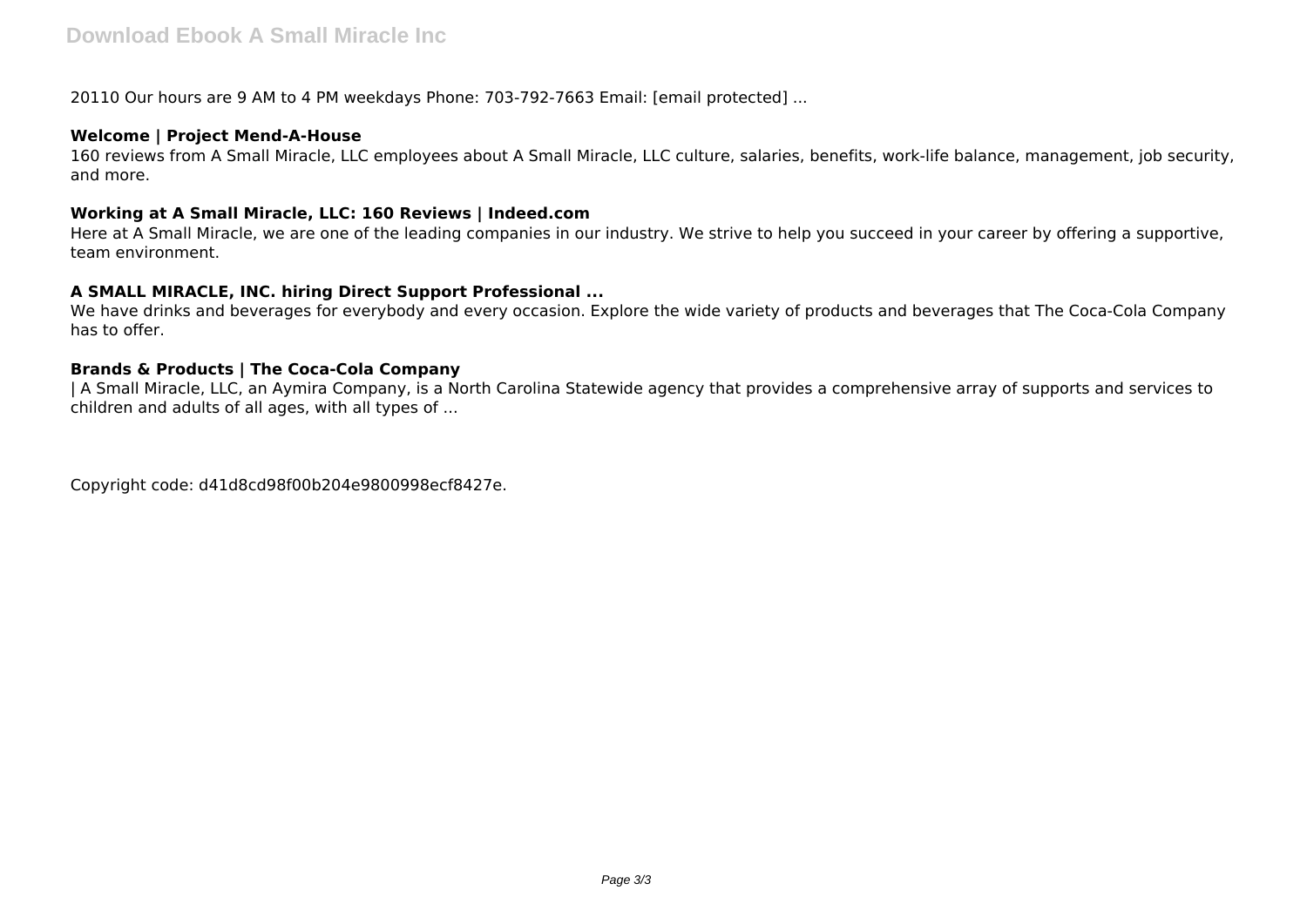20110 Our hours are 9 AM to 4 PM weekdays Phone: 703-792-7663 Email: [email protected] ...

**Welcome | Project Mend-A-House**

160 reviews from A Small Miracle, LLC employees about A Small Miracle, LLC culture, salaries, benefits, work-life balance, management, job security, and more.

**Working at A Small Miracle, LLC: 160 Reviews | Indeed.com**

Here at A Small Miracle, we are one of the leading companies in our industry. We strive to help you succeed in your career by offering a supportive, team environment.

**A SMALL MIRACLE, INC. hiring Direct Support Professional ...**

We have drinks and beverages for everybody and every occasion. Explore the wide variety of products and beverages that The Coca-Cola Company has to offer.

**Brands & Products | The Coca-Cola Company**

| A Small Miracle, LLC, an Aymira Company, is a North Carolina Statewide agency that provides a comprehensive array of supports and services to children and adults of all ages, with all types of ...

Copyright code: d41d8cd98f00b204e9800998ecf8427e.